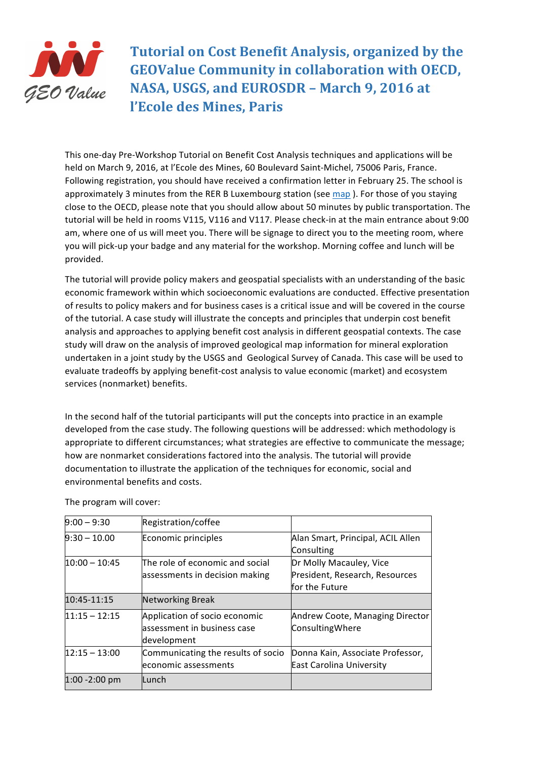# Tutorial on Cost Benefit Analysis, organized by the GEOValue Community in collaboration with OECD, NASA, USGS, and EUROSDR – March 9, 2016 at l'Ecole des Mines, Paris

This one-day Pre-Workshop Tutorial on Benefit Cost Analysis techniques and applications will be held on March 9, 2016, at l'Ecole des Mines, 60 Boulevard Saint-Michel, 75006 Paris, France. Following registration, you should have received a confirmation letter in February 25. The school is approximately 3 minutes from the RER B Luxembourg station (see map ). For those of you staying close to the OECD, please note that you should allow about 50 minutes by public transportation. The tutorial will be held in rooms V115, V116 and V117. Please check-in at the main entrance about 9:00 am, where one of us will meet you. There will be signage to direct you to the meeting room, where you will pick-up your badge and any material for the workshop. Morning coffee and lunch will be provided.

The tutorial will provide policy makers and geospatial specialists with an understanding of the basic economic framework within which socioeconomic evaluations are conducted. Effective presentation of results to policy makers and for business cases is a critical issue and will be covered in the course of the tutorial. A case study will illustrate the concepts and principles that underpin cost benefit analysis and approaches to applying benefit cost analysis in different geospatial contexts. The case study will draw on the analysis of improved geological map information for mineral exploration undertaken in a joint study by the USGS and Geological Survey of Canada. This case will be used to evaluate tradeoffs by applying benefit-cost analysis to value economic (market) and ecosystem services (nonmarket) benefits.

In the second half of the tutorial participants will put the concepts into practice in an example developed from the case study. The following questions will be addressed: which methodology is appropriate to different circumstances; what strategies are effective to communicate the message; how are nonmarket considerations factored into the analysis. The tutorial will provide documentation to illustrate the application of the techniques for economic, social and environmental benefits and costs.

The program will cover:

| | | |
|---|---|---|
| 9:00 – 9:30 | Registration/coffee | |
| 9:30 – 10.00 | Economic principles | Alan Smart, Principal, ACIL Allen Consulting |
| 10:00 – 10:45 | The role of economic and social assessments in decision making | Dr Molly Macauley, Vice President, Research, Resources for the Future |
| 10:45-11:15 | Networking Break | |
| 11:15 – 12:15 | Application of socio economic assessment in business case development | Andrew Coote, Managing Director ConsultingWhere |
| 12:15 – 13:00 | Communicating the results of socio economic assessments | Donna Kain, Associate Professor, East Carolina University |
| 1:00 -2:00 pm | Lunch | |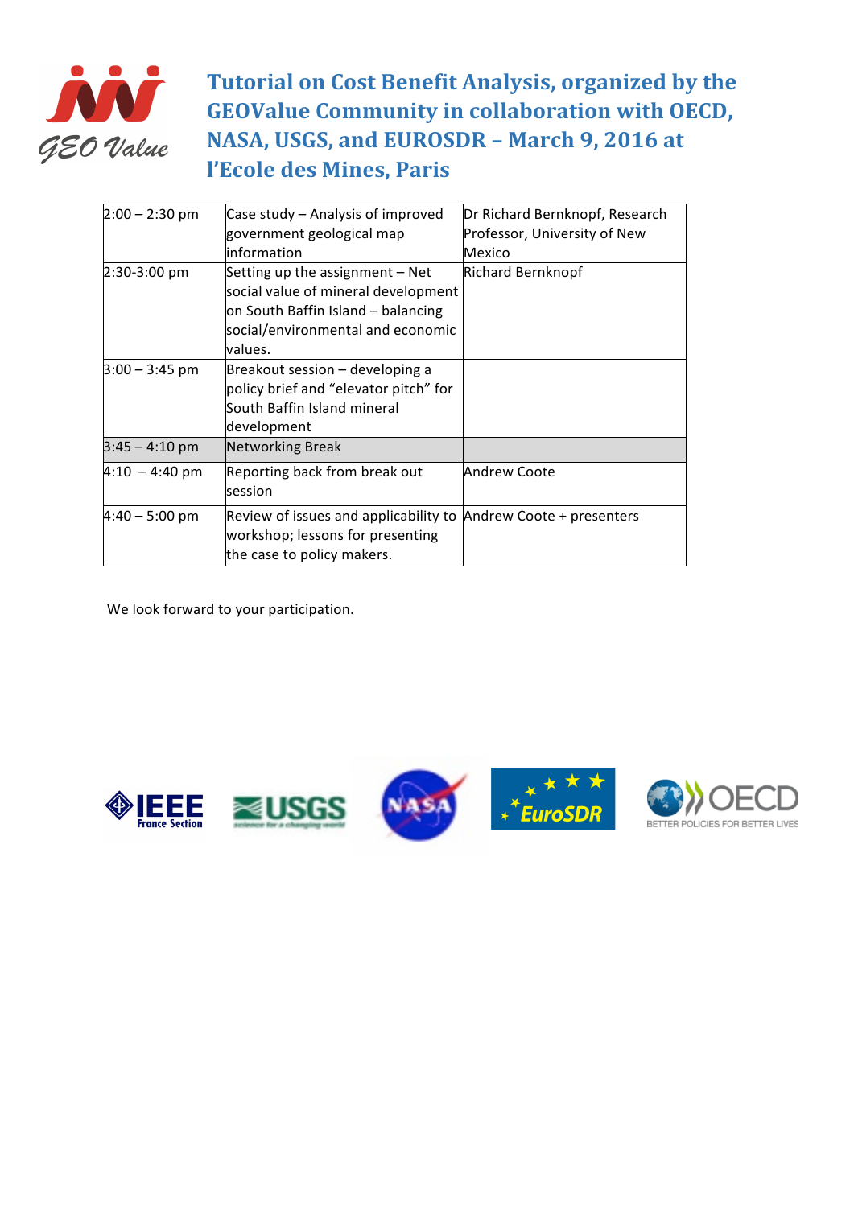# Tutorial on Cost Benefit Analysis, organized by the GEOValue Community in collaboration with OECD, NASA, USGS, and EUROSDR – March 9, 2016 at l'Ecole des Mines, Paris

| | | |
|---|---|---|
| 2:00 – 2:30 pm | Case study – Analysis of improved government geological map information | Dr Richard Bernknopf, Research Professor, University of New Mexico |
| 2:30-3:00 pm | Setting up the assignment – Net social value of mineral development on South Baffin Island – balancing social/environmental and economic values. | Richard Bernknopf |
| 3:00 – 3:45 pm | Breakout session – developing a policy brief and "elevator pitch" for South Baffin Island mineral development | |
| 3:45 – 4:10 pm | Networking Break | |
| 4:10 – 4:40 pm | Reporting back from break out session | Andrew Coote |
| 4:40 – 5:00 pm | Review of issues and applicability to workshop; lessons for presenting the case to policy makers. | Andrew Coote + presenters |

We look forward to your participation.